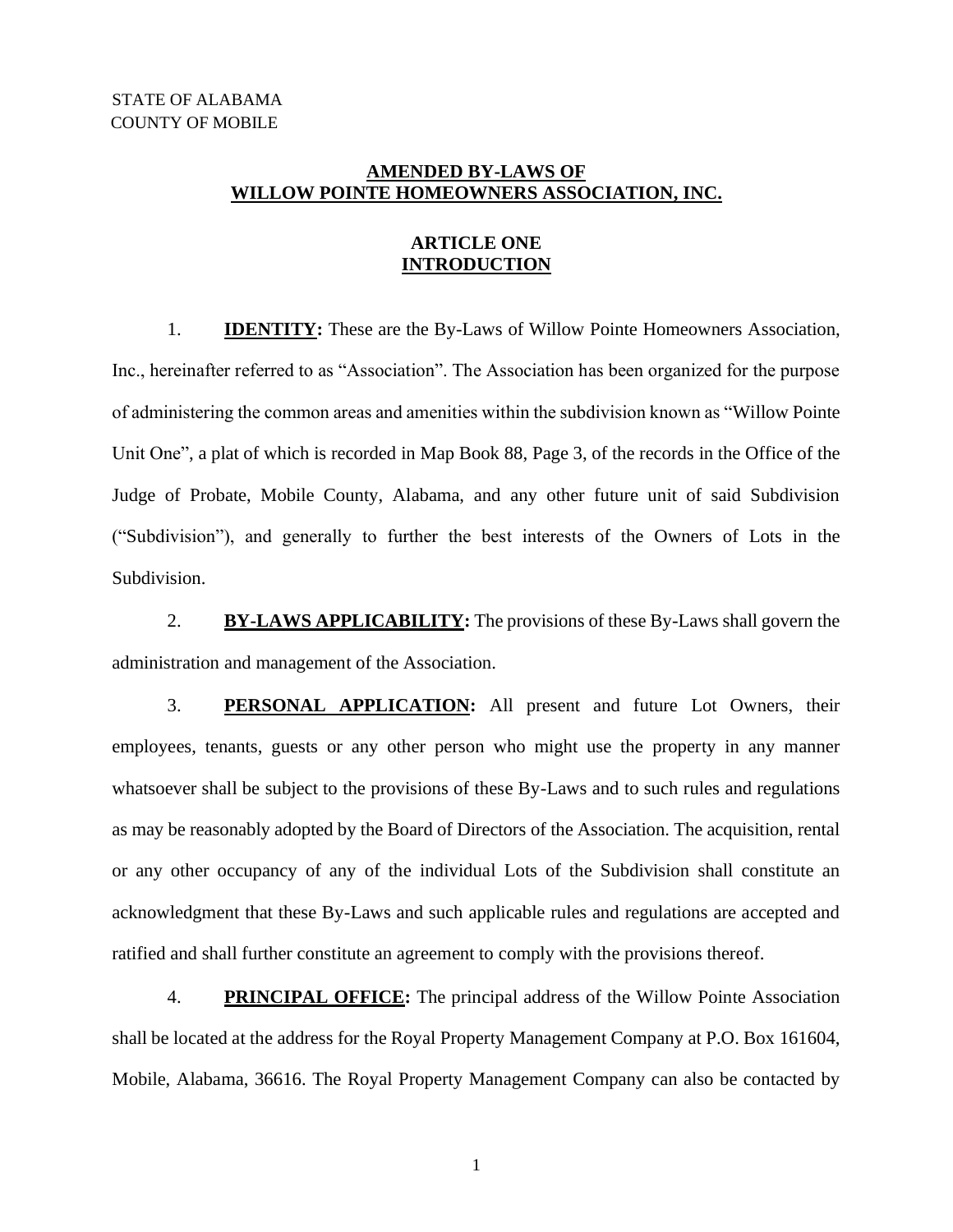STATE OF ALABAMA
COUNTY OF MOBILE

# AMENDED BY-LAWS OF WILLOW POINTE HOMEOWNERS ASSOCIATION, INC.

## ARTICLE ONE
## INTRODUCTION

1. **IDENTITY:** These are the By-Laws of Willow Pointe Homeowners Association, Inc., hereinafter referred to as "Association". The Association has been organized for the purpose of administering the common areas and amenities within the subdivision known as "Willow Pointe Unit One", a plat of which is recorded in Map Book 88, Page 3, of the records in the Office of the Judge of Probate, Mobile County, Alabama, and any other future unit of said Subdivision ("Subdivision"), and generally to further the best interests of the Owners of Lots in the Subdivision.

2. **BY-LAWS APPLICABILITY:** The provisions of these By-Laws shall govern the administration and management of the Association.

3. **PERSONAL APPLICATION:** All present and future Lot Owners, their employees, tenants, guests or any other person who might use the property in any manner whatsoever shall be subject to the provisions of these By-Laws and to such rules and regulations as may be reasonably adopted by the Board of Directors of the Association. The acquisition, rental or any other occupancy of any of the individual Lots of the Subdivision shall constitute an acknowledgment that these By-Laws and such applicable rules and regulations are accepted and ratified and shall further constitute an agreement to comply with the provisions thereof.

4. **PRINCIPAL OFFICE:** The principal address of the Willow Pointe Association shall be located at the address for the Royal Property Management Company at P.O. Box 161604, Mobile, Alabama, 36616. The Royal Property Management Company can also be contacted by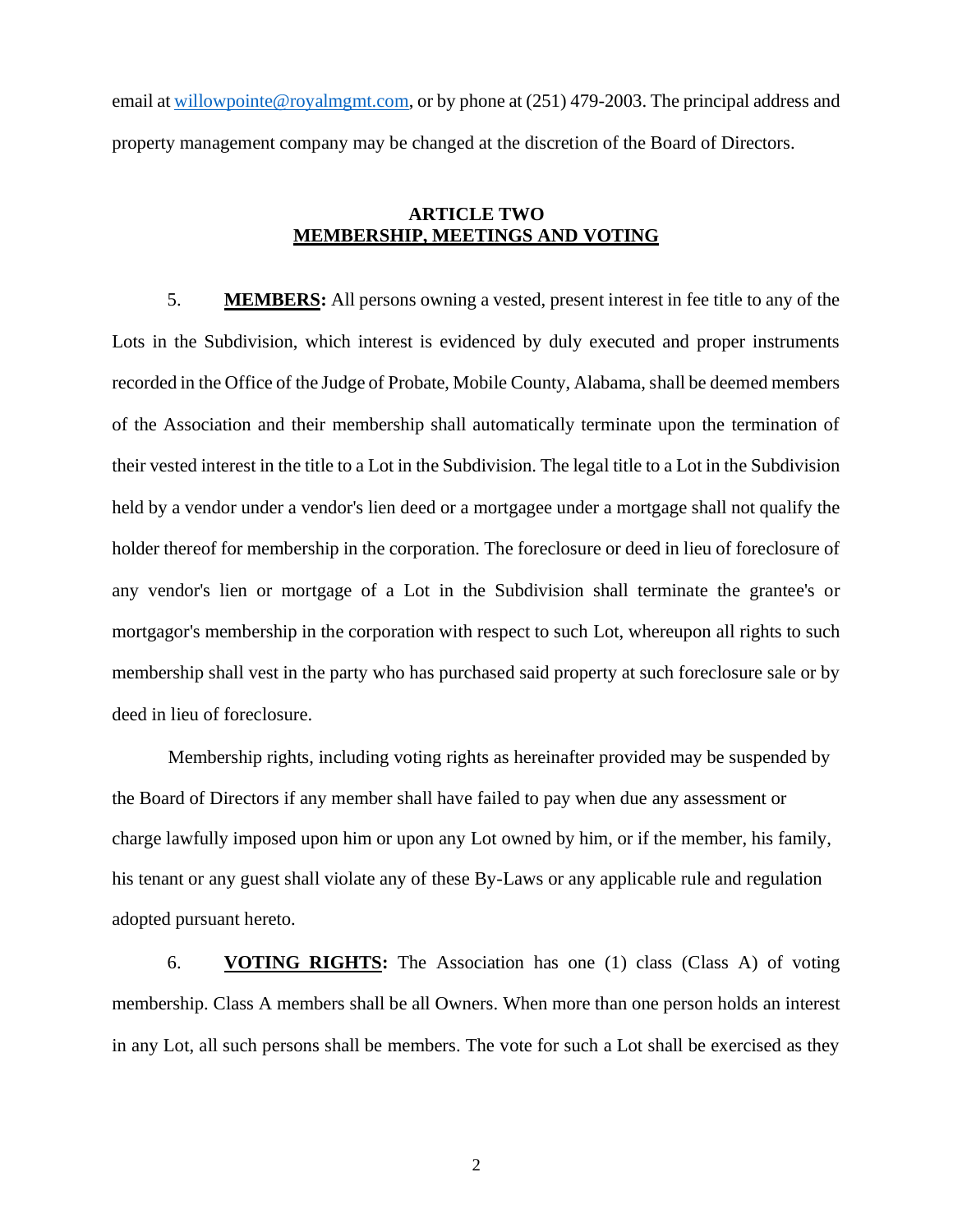email at willowpointe@royalmgmt.com, or by phone at (251) 479-2003. The principal address and property management company may be changed at the discretion of the Board of Directors.

## ARTICLE TWO
## MEMBERSHIP, MEETINGS AND VOTING

5. **MEMBERS:** All persons owning a vested, present interest in fee title to any of the Lots in the Subdivision, which interest is evidenced by duly executed and proper instruments recorded in the Office of the Judge of Probate, Mobile County, Alabama, shall be deemed members of the Association and their membership shall automatically terminate upon the termination of their vested interest in the title to a Lot in the Subdivision. The legal title to a Lot in the Subdivision held by a vendor under a vendor's lien deed or a mortgagee under a mortgage shall not qualify the holder thereof for membership in the corporation. The foreclosure or deed in lieu of foreclosure of any vendor's lien or mortgage of a Lot in the Subdivision shall terminate the grantee's or mortgagor's membership in the corporation with respect to such Lot, whereupon all rights to such membership shall vest in the party who has purchased said property at such foreclosure sale or by deed in lieu of foreclosure.

Membership rights, including voting rights as hereinafter provided may be suspended by the Board of Directors if any member shall have failed to pay when due any assessment or charge lawfully imposed upon him or upon any Lot owned by him, or if the member, his family, his tenant or any guest shall violate any of these By-Laws or any applicable rule and regulation adopted pursuant hereto.

6. **VOTING RIGHTS:** The Association has one (1) class (Class A) of voting membership. Class A members shall be all Owners. When more than one person holds an interest in any Lot, all such persons shall be members. The vote for such a Lot shall be exercised as they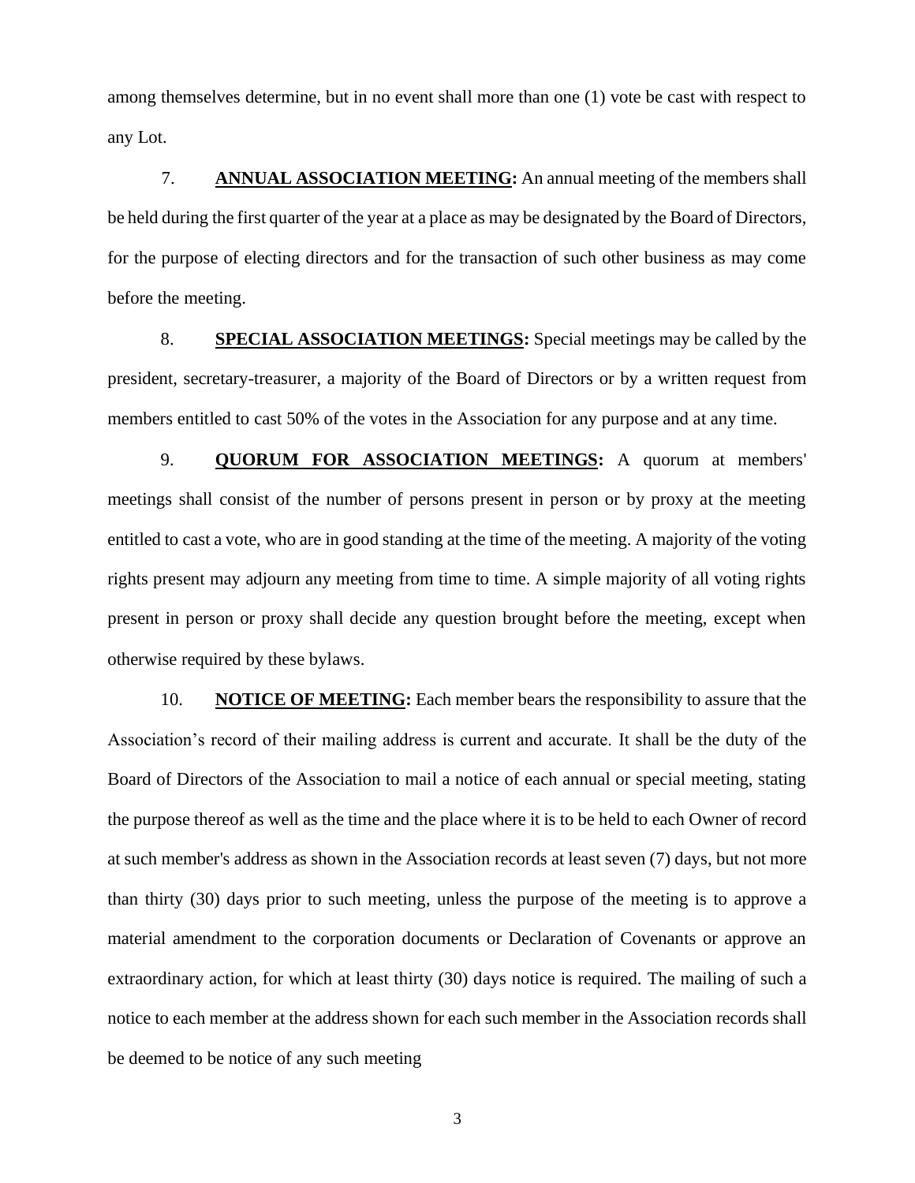among themselves determine, but in no event shall more than one (1) vote be cast with respect to any Lot.

7. **ANNUAL ASSOCIATION MEETING:** An annual meeting of the members shall be held during the first quarter of the year at a place as may be designated by the Board of Directors, for the purpose of electing directors and for the transaction of such other business as may come before the meeting.

8. **SPECIAL ASSOCIATION MEETINGS:** Special meetings may be called by the president, secretary-treasurer, a majority of the Board of Directors or by a written request from members entitled to cast 50% of the votes in the Association for any purpose and at any time.

9. **QUORUM FOR ASSOCIATION MEETINGS:** A quorum at members' meetings shall consist of the number of persons present in person or by proxy at the meeting entitled to cast a vote, who are in good standing at the time of the meeting. A majority of the voting rights present may adjourn any meeting from time to time. A simple majority of all voting rights present in person or proxy shall decide any question brought before the meeting, except when otherwise required by these bylaws.

10. **NOTICE OF MEETING:** Each member bears the responsibility to assure that the Association's record of their mailing address is current and accurate. It shall be the duty of the Board of Directors of the Association to mail a notice of each annual or special meeting, stating the purpose thereof as well as the time and the place where it is to be held to each Owner of record at such member's address as shown in the Association records at least seven (7) days, but not more than thirty (30) days prior to such meeting, unless the purpose of the meeting is to approve a material amendment to the corporation documents or Declaration of Covenants or approve an extraordinary action, for which at least thirty (30) days notice is required. The mailing of such a notice to each member at the address shown for each such member in the Association records shall be deemed to be notice of any such meeting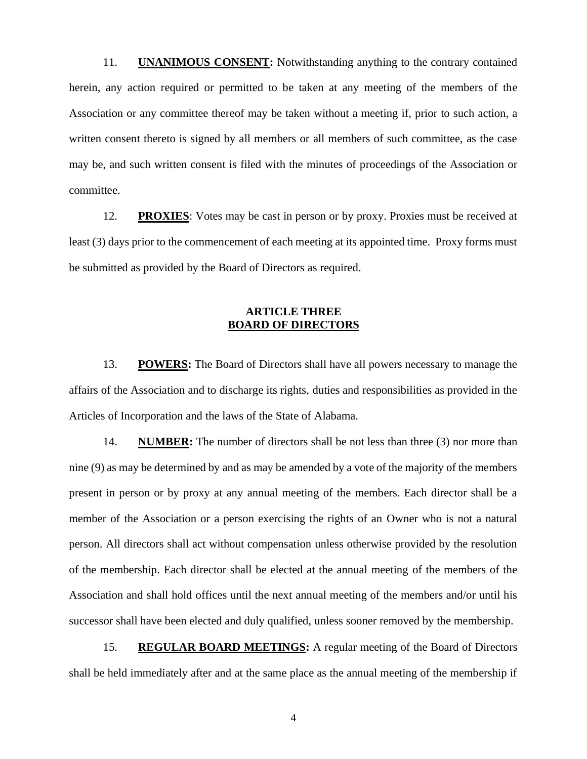11. **UNANIMOUS CONSENT:** Notwithstanding anything to the contrary contained herein, any action required or permitted to be taken at any meeting of the members of the Association or any committee thereof may be taken without a meeting if, prior to such action, a written consent thereto is signed by all members or all members of such committee, as the case may be, and such written consent is filed with the minutes of proceedings of the Association or committee.

12. **PROXIES**: Votes may be cast in person or by proxy. Proxies must be received at least (3) days prior to the commencement of each meeting at its appointed time. Proxy forms must be submitted as provided by the Board of Directors as required.

## ARTICLE THREE
## BOARD OF DIRECTORS

13. **POWERS:** The Board of Directors shall have all powers necessary to manage the affairs of the Association and to discharge its rights, duties and responsibilities as provided in the Articles of Incorporation and the laws of the State of Alabama.

14. **NUMBER:** The number of directors shall be not less than three (3) nor more than nine (9) as may be determined by and as may be amended by a vote of the majority of the members present in person or by proxy at any annual meeting of the members. Each director shall be a member of the Association or a person exercising the rights of an Owner who is not a natural person. All directors shall act without compensation unless otherwise provided by the resolution of the membership. Each director shall be elected at the annual meeting of the members of the Association and shall hold offices until the next annual meeting of the members and/or until his successor shall have been elected and duly qualified, unless sooner removed by the membership.

15. **REGULAR BOARD MEETINGS:** A regular meeting of the Board of Directors shall be held immediately after and at the same place as the annual meeting of the membership if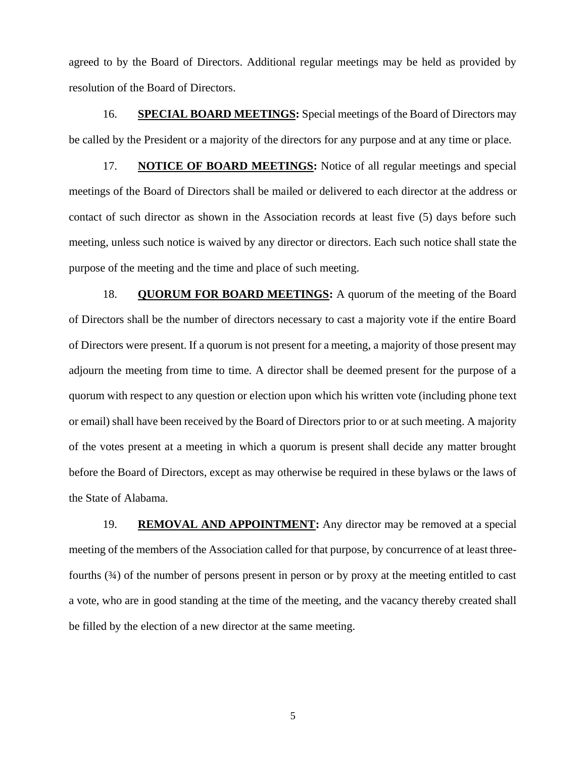agreed to by the Board of Directors. Additional regular meetings may be held as provided by resolution of the Board of Directors.

16. **<u>SPECIAL BOARD MEETINGS</u>:** Special meetings of the Board of Directors may be called by the President or a majority of the directors for any purpose and at any time or place.

17. **<u>NOTICE OF BOARD MEETINGS</u>:** Notice of all regular meetings and special meetings of the Board of Directors shall be mailed or delivered to each director at the address or contact of such director as shown in the Association records at least five (5) days before such meeting, unless such notice is waived by any director or directors. Each such notice shall state the purpose of the meeting and the time and place of such meeting.

18. **<u>QUORUM FOR BOARD MEETINGS</u>:** A quorum of the meeting of the Board of Directors shall be the number of directors necessary to cast a majority vote if the entire Board of Directors were present. If a quorum is not present for a meeting, a majority of those present may adjourn the meeting from time to time. A director shall be deemed present for the purpose of a quorum with respect to any question or election upon which his written vote (including phone text or email) shall have been received by the Board of Directors prior to or at such meeting. A majority of the votes present at a meeting in which a quorum is present shall decide any matter brought before the Board of Directors, except as may otherwise be required in these bylaws or the laws of the State of Alabama.

19. **<u>REMOVAL AND APPOINTMENT</u>:** Any director may be removed at a special meeting of the members of the Association called for that purpose, by concurrence of at least three-fourths (¾) of the number of persons present in person or by proxy at the meeting entitled to cast a vote, who are in good standing at the time of the meeting, and the vacancy thereby created shall be filled by the election of a new director at the same meeting.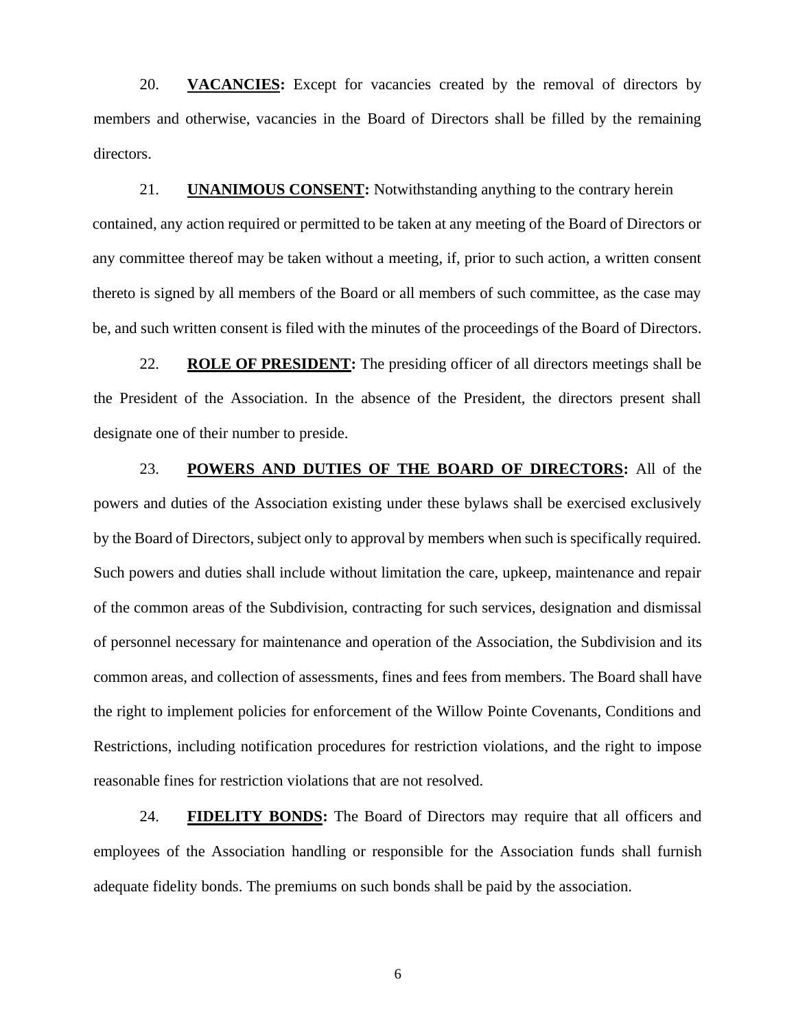20. **VACANCIES:** Except for vacancies created by the removal of directors by members and otherwise, vacancies in the Board of Directors shall be filled by the remaining directors.

21. **UNANIMOUS CONSENT:** Notwithstanding anything to the contrary herein contained, any action required or permitted to be taken at any meeting of the Board of Directors or any committee thereof may be taken without a meeting, if, prior to such action, a written consent thereto is signed by all members of the Board or all members of such committee, as the case may be, and such written consent is filed with the minutes of the proceedings of the Board of Directors.

22. **ROLE OF PRESIDENT:** The presiding officer of all directors meetings shall be the President of the Association. In the absence of the President, the directors present shall designate one of their number to preside.

23. **POWERS AND DUTIES OF THE BOARD OF DIRECTORS:** All of the powers and duties of the Association existing under these bylaws shall be exercised exclusively by the Board of Directors, subject only to approval by members when such is specifically required. Such powers and duties shall include without limitation the care, upkeep, maintenance and repair of the common areas of the Subdivision, contracting for such services, designation and dismissal of personnel necessary for maintenance and operation of the Association, the Subdivision and its common areas, and collection of assessments, fines and fees from members. The Board shall have the right to implement policies for enforcement of the Willow Pointe Covenants, Conditions and Restrictions, including notification procedures for restriction violations, and the right to impose reasonable fines for restriction violations that are not resolved.

24. **FIDELITY BONDS:** The Board of Directors may require that all officers and employees of the Association handling or responsible for the Association funds shall furnish adequate fidelity bonds. The premiums on such bonds shall be paid by the association.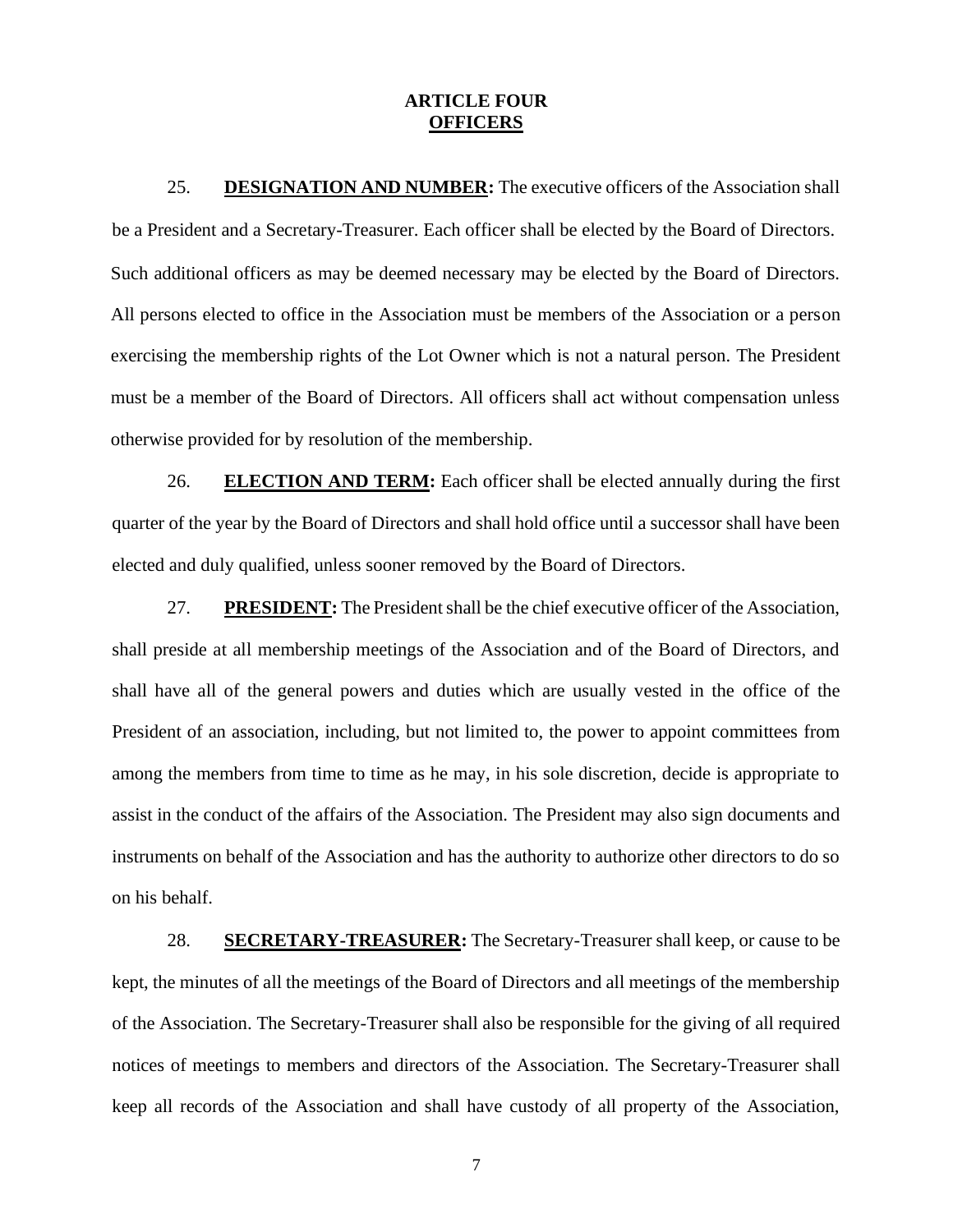## ARTICLE FOUR
## OFFICERS

25. **DESIGNATION AND NUMBER:** The executive officers of the Association shall be a President and a Secretary-Treasurer. Each officer shall be elected by the Board of Directors. Such additional officers as may be deemed necessary may be elected by the Board of Directors. All persons elected to office in the Association must be members of the Association or a person exercising the membership rights of the Lot Owner which is not a natural person. The President must be a member of the Board of Directors. All officers shall act without compensation unless otherwise provided for by resolution of the membership.

26. **ELECTION AND TERM:** Each officer shall be elected annually during the first quarter of the year by the Board of Directors and shall hold office until a successor shall have been elected and duly qualified, unless sooner removed by the Board of Directors.

27. **PRESIDENT:** The President shall be the chief executive officer of the Association, shall preside at all membership meetings of the Association and of the Board of Directors, and shall have all of the general powers and duties which are usually vested in the office of the President of an association, including, but not limited to, the power to appoint committees from among the members from time to time as he may, in his sole discretion, decide is appropriate to assist in the conduct of the affairs of the Association. The President may also sign documents and instruments on behalf of the Association and has the authority to authorize other directors to do so on his behalf.

28. **SECRETARY-TREASURER:** The Secretary-Treasurer shall keep, or cause to be kept, the minutes of all the meetings of the Board of Directors and all meetings of the membership of the Association. The Secretary-Treasurer shall also be responsible for the giving of all required notices of meetings to members and directors of the Association. The Secretary-Treasurer shall keep all records of the Association and shall have custody of all property of the Association,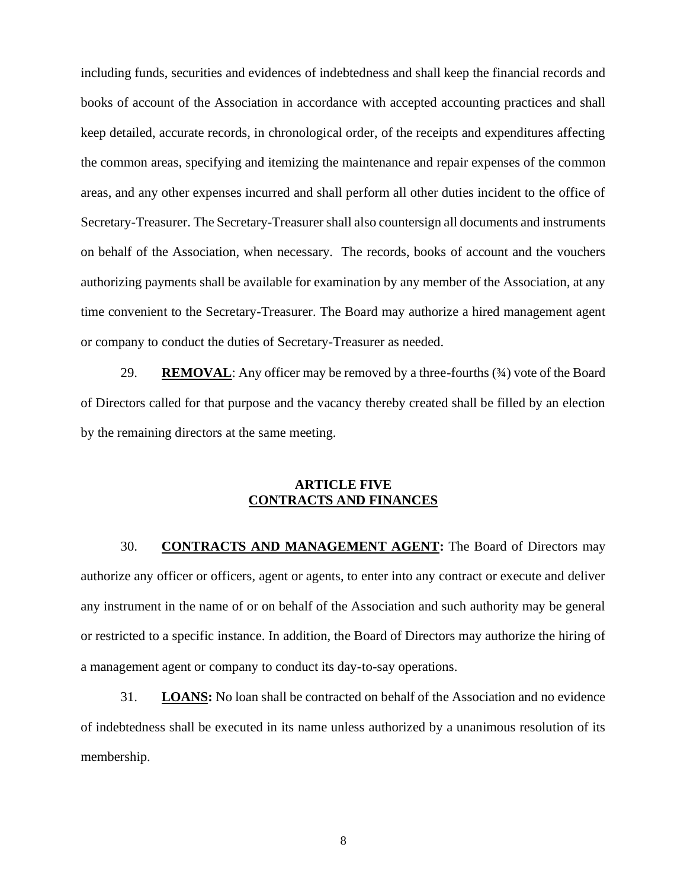including funds, securities and evidences of indebtedness and shall keep the financial records and books of account of the Association in accordance with accepted accounting practices and shall keep detailed, accurate records, in chronological order, of the receipts and expenditures affecting the common areas, specifying and itemizing the maintenance and repair expenses of the common areas, and any other expenses incurred and shall perform all other duties incident to the office of Secretary-Treasurer. The Secretary-Treasurer shall also countersign all documents and instruments on behalf of the Association, when necessary. The records, books of account and the vouchers authorizing payments shall be available for examination by any member of the Association, at any time convenient to the Secretary-Treasurer. The Board may authorize a hired management agent or company to conduct the duties of Secretary-Treasurer as needed.

29. **REMOVAL**: Any officer may be removed by a three-fourths (¾) vote of the Board of Directors called for that purpose and the vacancy thereby created shall be filled by an election by the remaining directors at the same meeting.

## ARTICLE FIVE
## CONTRACTS AND FINANCES

30. **CONTRACTS AND MANAGEMENT AGENT:** The Board of Directors may authorize any officer or officers, agent or agents, to enter into any contract or execute and deliver any instrument in the name of or on behalf of the Association and such authority may be general or restricted to a specific instance. In addition, the Board of Directors may authorize the hiring of a management agent or company to conduct its day-to-say operations.

31. **LOANS:** No loan shall be contracted on behalf of the Association and no evidence of indebtedness shall be executed in its name unless authorized by a unanimous resolution of its membership.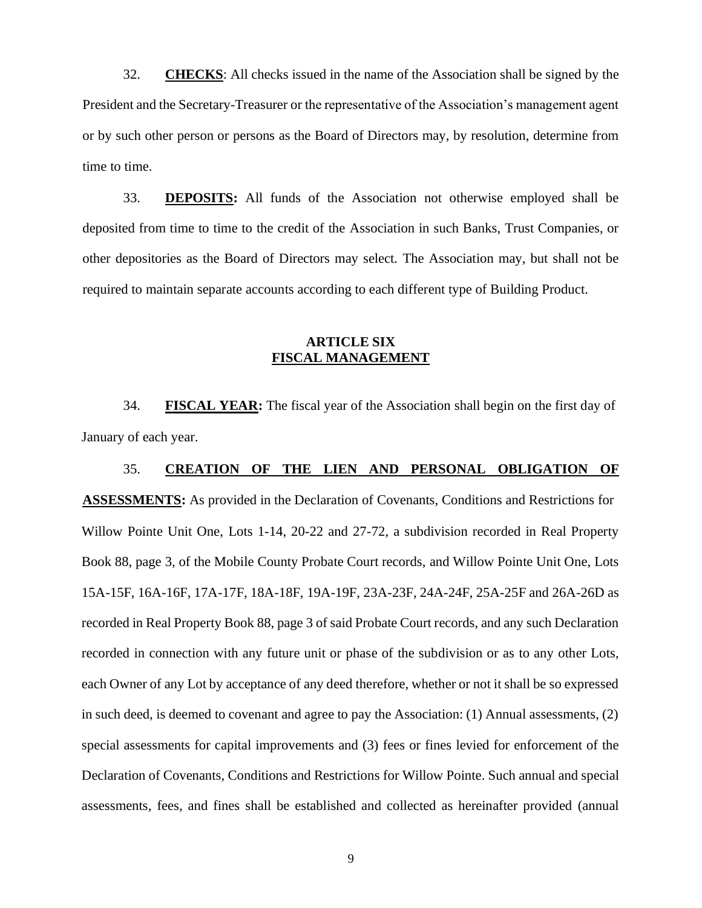32. **CHECKS**: All checks issued in the name of the Association shall be signed by the President and the Secretary-Treasurer or the representative of the Association's management agent or by such other person or persons as the Board of Directors may, by resolution, determine from time to time.

33. **DEPOSITS:** All funds of the Association not otherwise employed shall be deposited from time to time to the credit of the Association in such Banks, Trust Companies, or other depositories as the Board of Directors may select. The Association may, but shall not be required to maintain separate accounts according to each different type of Building Product.

## ARTICLE SIX
## FISCAL MANAGEMENT

34. **FISCAL YEAR:** The fiscal year of the Association shall begin on the first day of January of each year.

35. **CREATION OF THE LIEN AND PERSONAL OBLIGATION OF ASSESSMENTS:** As provided in the Declaration of Covenants, Conditions and Restrictions for Willow Pointe Unit One, Lots 1-14, 20-22 and 27-72, a subdivision recorded in Real Property Book 88, page 3, of the Mobile County Probate Court records, and Willow Pointe Unit One, Lots 15A-15F, 16A-16F, 17A-17F, 18A-18F, 19A-19F, 23A-23F, 24A-24F, 25A-25F and 26A-26D as recorded in Real Property Book 88, page 3 of said Probate Court records, and any such Declaration recorded in connection with any future unit or phase of the subdivision or as to any other Lots, each Owner of any Lot by acceptance of any deed therefore, whether or not it shall be so expressed in such deed, is deemed to covenant and agree to pay the Association: (1) Annual assessments, (2) special assessments for capital improvements and (3) fees or fines levied for enforcement of the Declaration of Covenants, Conditions and Restrictions for Willow Pointe. Such annual and special assessments, fees, and fines shall be established and collected as hereinafter provided (annual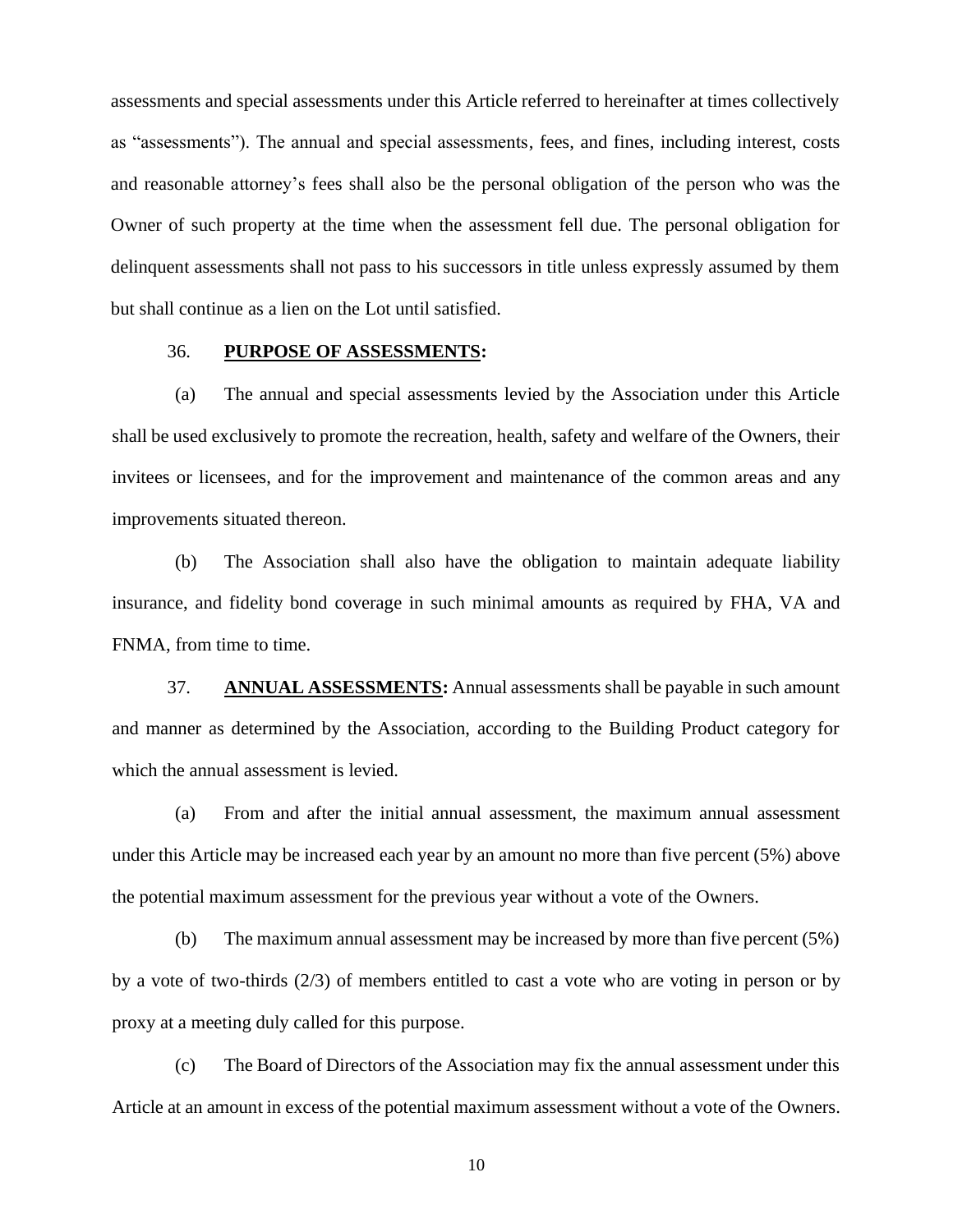assessments and special assessments under this Article referred to hereinafter at times collectively as "assessments"). The annual and special assessments, fees, and fines, including interest, costs and reasonable attorney's fees shall also be the personal obligation of the person who was the Owner of such property at the time when the assessment fell due. The personal obligation for delinquent assessments shall not pass to his successors in title unless expressly assumed by them but shall continue as a lien on the Lot until satisfied.

36. **PURPOSE OF ASSESSMENTS:**

(a) The annual and special assessments levied by the Association under this Article shall be used exclusively to promote the recreation, health, safety and welfare of the Owners, their invitees or licensees, and for the improvement and maintenance of the common areas and any improvements situated thereon.

(b) The Association shall also have the obligation to maintain adequate liability insurance, and fidelity bond coverage in such minimal amounts as required by FHA, VA and FNMA, from time to time.

37. **ANNUAL ASSESSMENTS:** Annual assessments shall be payable in such amount and manner as determined by the Association, according to the Building Product category for which the annual assessment is levied.

(a) From and after the initial annual assessment, the maximum annual assessment under this Article may be increased each year by an amount no more than five percent (5%) above the potential maximum assessment for the previous year without a vote of the Owners.

(b) The maximum annual assessment may be increased by more than five percent (5%) by a vote of two-thirds (2/3) of members entitled to cast a vote who are voting in person or by proxy at a meeting duly called for this purpose.

(c) The Board of Directors of the Association may fix the annual assessment under this Article at an amount in excess of the potential maximum assessment without a vote of the Owners.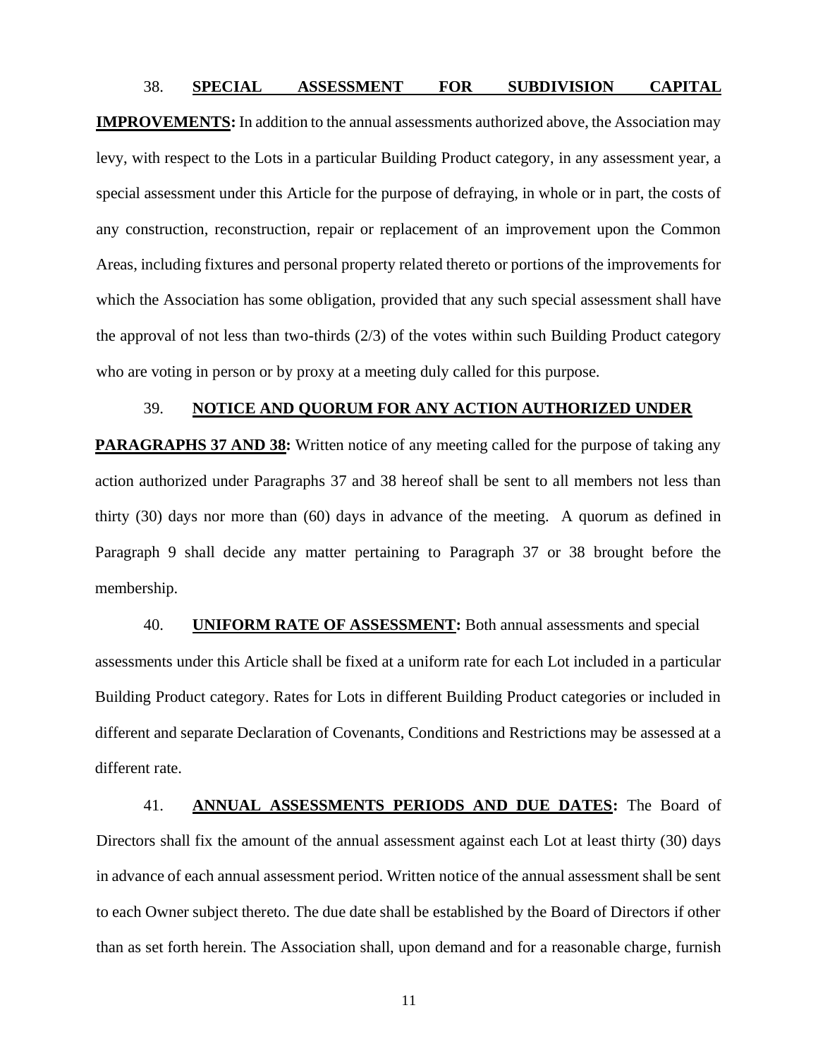38. **SPECIAL ASSESSMENT FOR SUBDIVISION CAPITAL IMPROVEMENTS:** In addition to the annual assessments authorized above, the Association may levy, with respect to the Lots in a particular Building Product category, in any assessment year, a special assessment under this Article for the purpose of defraying, in whole or in part, the costs of any construction, reconstruction, repair or replacement of an improvement upon the Common Areas, including fixtures and personal property related thereto or portions of the improvements for which the Association has some obligation, provided that any such special assessment shall have the approval of not less than two-thirds (2/3) of the votes within such Building Product category who are voting in person or by proxy at a meeting duly called for this purpose.

39. **NOTICE AND QUORUM FOR ANY ACTION AUTHORIZED UNDER PARAGRAPHS 37 AND 38:** Written notice of any meeting called for the purpose of taking any action authorized under Paragraphs 37 and 38 hereof shall be sent to all members not less than thirty (30) days nor more than (60) days in advance of the meeting. A quorum as defined in Paragraph 9 shall decide any matter pertaining to Paragraph 37 or 38 brought before the membership.

40. **UNIFORM RATE OF ASSESSMENT:** Both annual assessments and special assessments under this Article shall be fixed at a uniform rate for each Lot included in a particular Building Product category. Rates for Lots in different Building Product categories or included in different and separate Declaration of Covenants, Conditions and Restrictions may be assessed at a different rate.

41. **ANNUAL ASSESSMENTS PERIODS AND DUE DATES:** The Board of Directors shall fix the amount of the annual assessment against each Lot at least thirty (30) days in advance of each annual assessment period. Written notice of the annual assessment shall be sent to each Owner subject thereto. The due date shall be established by the Board of Directors if other than as set forth herein. The Association shall, upon demand and for a reasonable charge, furnish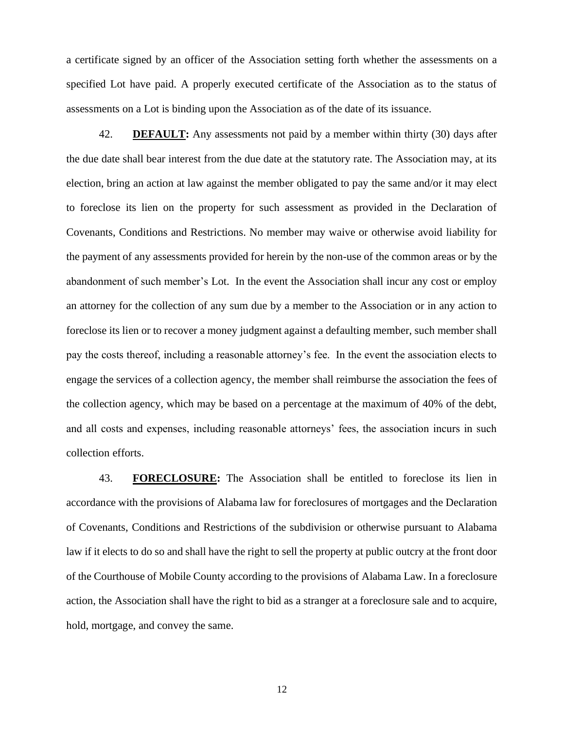a certificate signed by an officer of the Association setting forth whether the assessments on a specified Lot have paid. A properly executed certificate of the Association as to the status of assessments on a Lot is binding upon the Association as of the date of its issuance.

42. **DEFAULT:** Any assessments not paid by a member within thirty (30) days after the due date shall bear interest from the due date at the statutory rate. The Association may, at its election, bring an action at law against the member obligated to pay the same and/or it may elect to foreclose its lien on the property for such assessment as provided in the Declaration of Covenants, Conditions and Restrictions. No member may waive or otherwise avoid liability for the payment of any assessments provided for herein by the non-use of the common areas or by the abandonment of such member's Lot. In the event the Association shall incur any cost or employ an attorney for the collection of any sum due by a member to the Association or in any action to foreclose its lien or to recover a money judgment against a defaulting member, such member shall pay the costs thereof, including a reasonable attorney's fee. In the event the association elects to engage the services of a collection agency, the member shall reimburse the association the fees of the collection agency, which may be based on a percentage at the maximum of 40% of the debt, and all costs and expenses, including reasonable attorneys' fees, the association incurs in such collection efforts.

43. **FORECLOSURE:** The Association shall be entitled to foreclose its lien in accordance with the provisions of Alabama law for foreclosures of mortgages and the Declaration of Covenants, Conditions and Restrictions of the subdivision or otherwise pursuant to Alabama law if it elects to do so and shall have the right to sell the property at public outcry at the front door of the Courthouse of Mobile County according to the provisions of Alabama Law. In a foreclosure action, the Association shall have the right to bid as a stranger at a foreclosure sale and to acquire, hold, mortgage, and convey the same.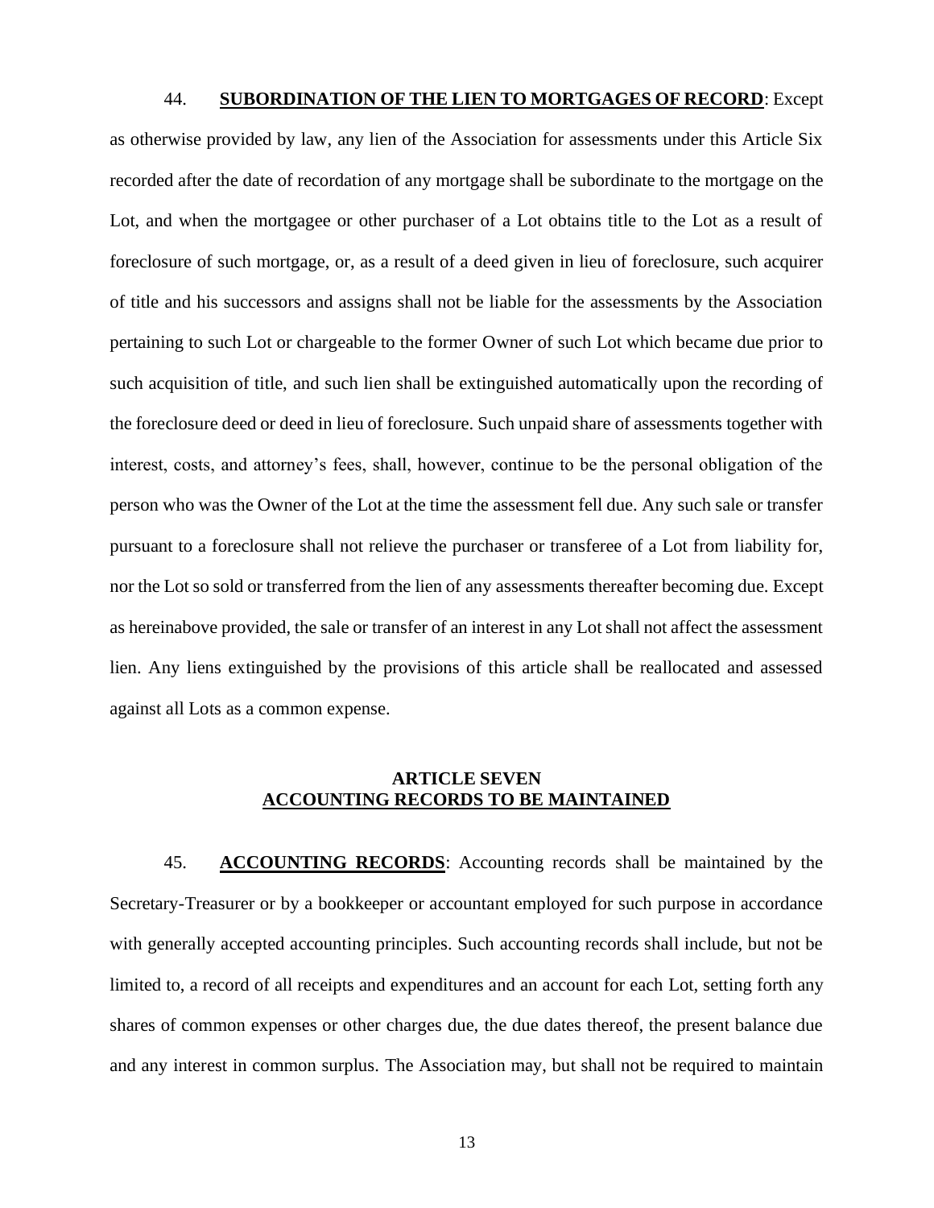44. **SUBORDINATION OF THE LIEN TO MORTGAGES OF RECORD**: Except as otherwise provided by law, any lien of the Association for assessments under this Article Six recorded after the date of recordation of any mortgage shall be subordinate to the mortgage on the Lot, and when the mortgagee or other purchaser of a Lot obtains title to the Lot as a result of foreclosure of such mortgage, or, as a result of a deed given in lieu of foreclosure, such acquirer of title and his successors and assigns shall not be liable for the assessments by the Association pertaining to such Lot or chargeable to the former Owner of such Lot which became due prior to such acquisition of title, and such lien shall be extinguished automatically upon the recording of the foreclosure deed or deed in lieu of foreclosure. Such unpaid share of assessments together with interest, costs, and attorney's fees, shall, however, continue to be the personal obligation of the person who was the Owner of the Lot at the time the assessment fell due. Any such sale or transfer pursuant to a foreclosure shall not relieve the purchaser or transferee of a Lot from liability for, nor the Lot so sold or transferred from the lien of any assessments thereafter becoming due. Except as hereinabove provided, the sale or transfer of an interest in any Lot shall not affect the assessment lien. Any liens extinguished by the provisions of this article shall be reallocated and assessed against all Lots as a common expense.

## ARTICLE SEVEN
## ACCOUNTING RECORDS TO BE MAINTAINED

45. **ACCOUNTING RECORDS**: Accounting records shall be maintained by the Secretary-Treasurer or by a bookkeeper or accountant employed for such purpose in accordance with generally accepted accounting principles. Such accounting records shall include, but not be limited to, a record of all receipts and expenditures and an account for each Lot, setting forth any shares of common expenses or other charges due, the due dates thereof, the present balance due and any interest in common surplus. The Association may, but shall not be required to maintain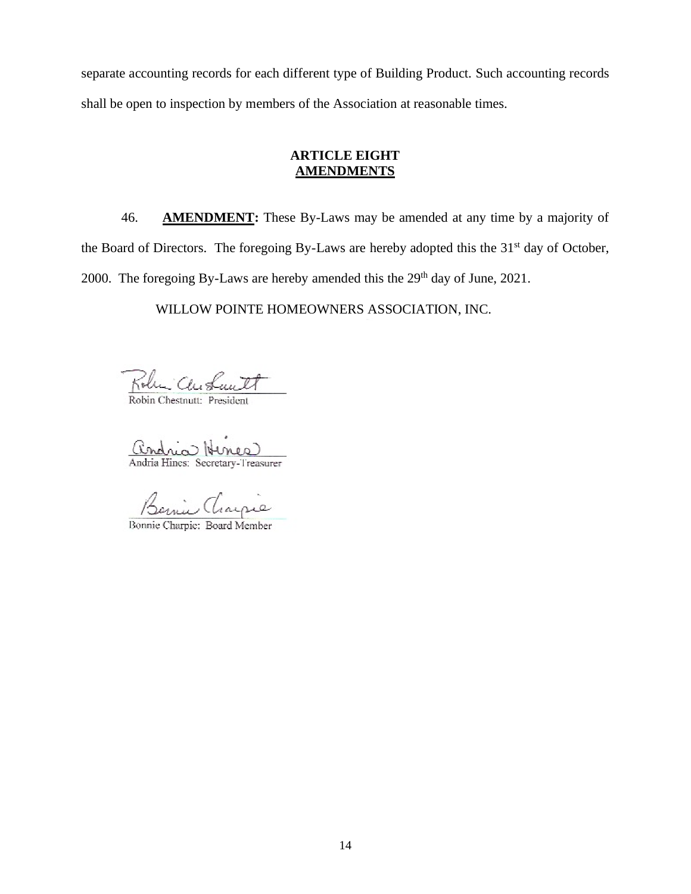separate accounting records for each different type of Building Product. Such accounting records shall be open to inspection by members of the Association at reasonable times.

## ARTICLE EIGHT
## AMENDMENTS

46. **AMENDMENT:** These By-Laws may be amended at any time by a majority of the Board of Directors. The foregoing By-Laws are hereby adopted this the 31st day of October, 2000. The foregoing By-Laws are hereby amended this the 29th day of June, 2021.

WILLOW POINTE HOMEOWNERS ASSOCIATION, INC.

Robin Chestnutt: President

Andria Hines: Secretary-Treasurer

Bonnie Charpie: Board Member